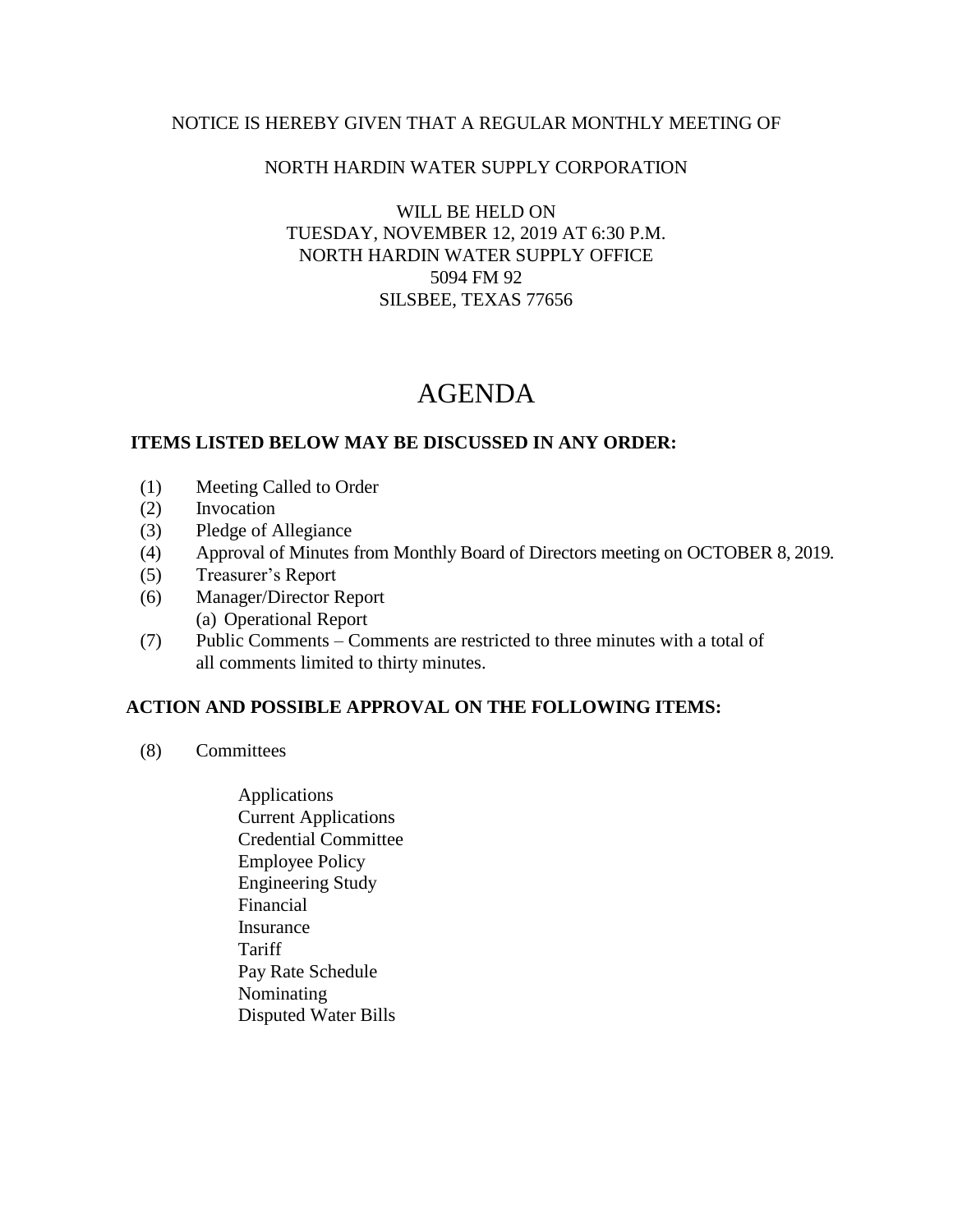NOTICE IS HEREBY GIVEN THAT A REGULAR MONTHLY MEETING OF

NORTH HARDIN WATER SUPPLY CORPORATION

WILL BE HELD ON
TUESDAY, NOVEMBER 12, 2019 AT 6:30 P.M.
NORTH HARDIN WATER SUPPLY OFFICE
5094 FM 92
SILSBEE, TEXAS 77656

# AGENDA

**ITEMS LISTED BELOW MAY BE DISCUSSED IN ANY ORDER:**

(1) Meeting Called to Order
(2) Invocation
(3) Pledge of Allegiance
(4) Approval of Minutes from Monthly Board of Directors meeting on OCTOBER 8, 2019.
(5) Treasurer's Report
(6) Manager/Director Report
 (a) Operational Report
(7) Public Comments – Comments are restricted to three minutes with a total of all comments limited to thirty minutes.

**ACTION AND POSSIBLE APPROVAL ON THE FOLLOWING ITEMS:**

(8) Committees

- Applications
- Current Applications
- Credential Committee
- Employee Policy
- Engineering Study
- Financial
- Insurance
- Tariff
- Pay Rate Schedule
- Nominating
- Disputed Water Bills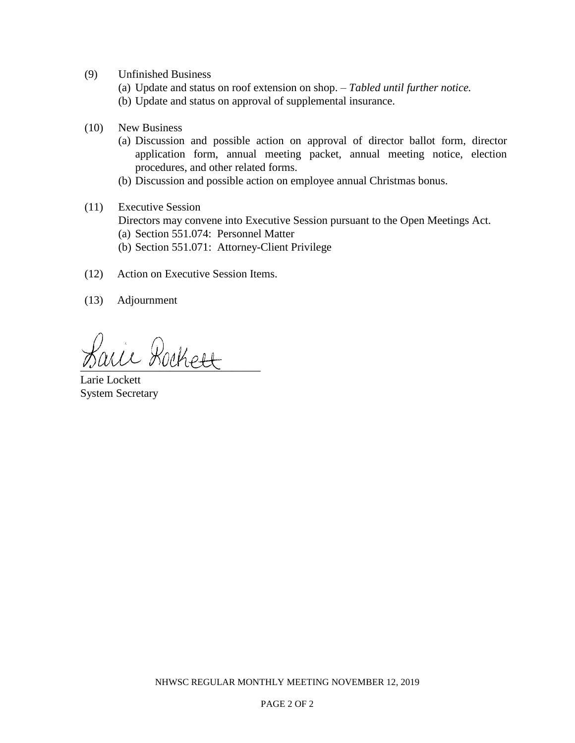(9) Unfinished Business

(a) Update and status on roof extension on shop. – *Tabled until further notice.*

(b) Update and status on approval of supplemental insurance.

(10) New Business

(a) Discussion and possible action on approval of director ballot form, director application form, annual meeting packet, annual meeting notice, election procedures, and other related forms.

(b) Discussion and possible action on employee annual Christmas bonus.

(11) Executive Session

Directors may convene into Executive Session pursuant to the Open Meetings Act.

(a) Section 551.074: Personnel Matter

(b) Section 551.071: Attorney-Client Privilege

(12) Action on Executive Session Items.

(13) Adjournment

Larie Lockett
System Secretary